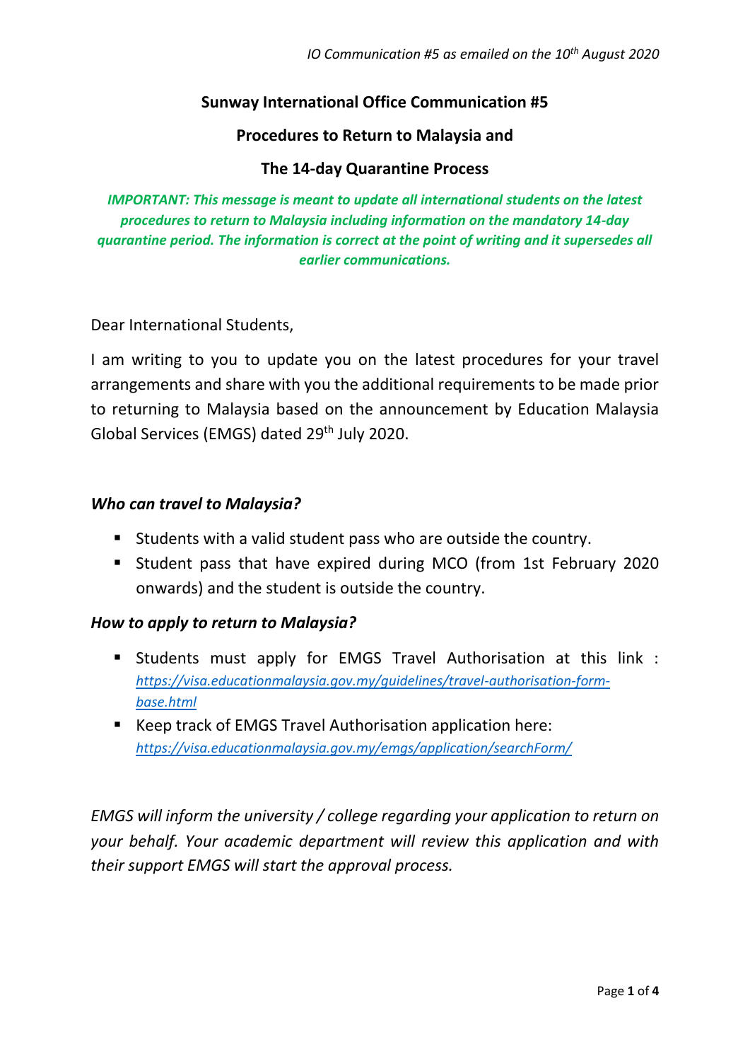*IO Communication #5 as emailed on the 10th August 2020*

**Sunway International Office Communication #5**

**Procedures to Return to Malaysia and**

**The 14-day Quarantine Process**

***IMPORTANT: This message is meant to update all international students on the latest procedures to return to Malaysia including information on the mandatory 14-day quarantine period. The information is correct at the point of writing and it supersedes all earlier communications.***

Dear International Students,

I am writing to you to update you on the latest procedures for your travel arrangements and share with you the additional requirements to be made prior to returning to Malaysia based on the announcement by Education Malaysia Global Services (EMGS) dated 29th July 2020.

***Who can travel to Malaysia?***

- Students with a valid student pass who are outside the country.
- Student pass that have expired during MCO (from 1st February 2020 onwards) and the student is outside the country.

***How to apply to return to Malaysia?***

- Students must apply for EMGS Travel Authorisation at this link : *https://visa.educationmalaysia.gov.my/guidelines/travel-authorisation-form-base.html*
- Keep track of EMGS Travel Authorisation application here: *https://visa.educationmalaysia.gov.my/emgs/application/searchForm/*

*EMGS will inform the university / college regarding your application to return on your behalf. Your academic department will review this application and with their support EMGS will start the approval process.*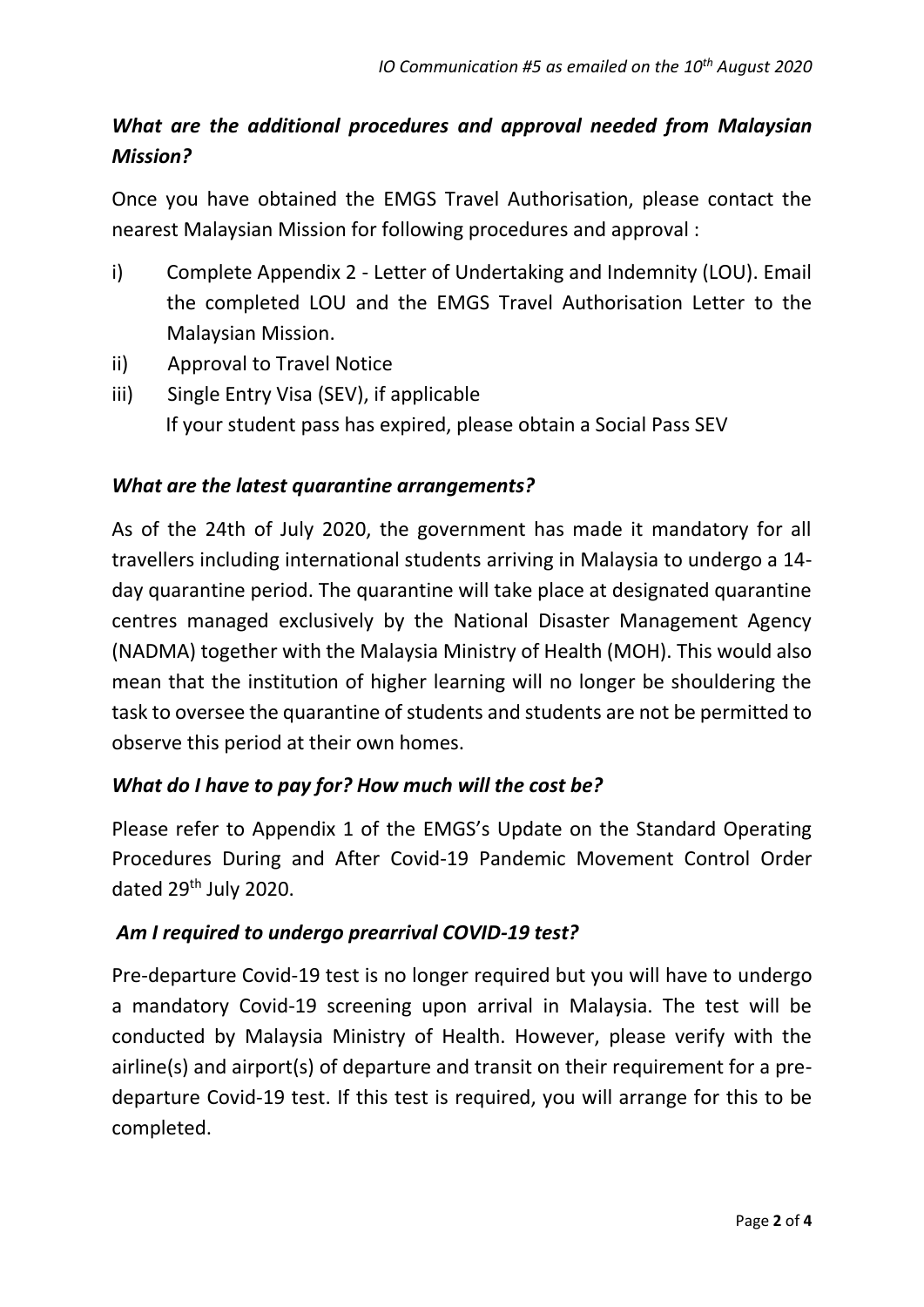*IO Communication #5 as emailed on the 10th August 2020*

***What are the additional procedures and approval needed from Malaysian Mission?***

Once you have obtained the EMGS Travel Authorisation, please contact the nearest Malaysian Mission for following procedures and approval :

i) Complete Appendix 2 - Letter of Undertaking and Indemnity (LOU). Email the completed LOU and the EMGS Travel Authorisation Letter to the Malaysian Mission.

ii) Approval to Travel Notice

iii) Single Entry Visa (SEV), if applicable
If your student pass has expired, please obtain a Social Pass SEV

***What are the latest quarantine arrangements?***

As of the 24th of July 2020, the government has made it mandatory for all travellers including international students arriving in Malaysia to undergo a 14-day quarantine period. The quarantine will take place at designated quarantine centres managed exclusively by the National Disaster Management Agency (NADMA) together with the Malaysia Ministry of Health (MOH). This would also mean that the institution of higher learning will no longer be shouldering the task to oversee the quarantine of students and students are not be permitted to observe this period at their own homes.

***What do I have to pay for? How much will the cost be?***

Please refer to Appendix 1 of the EMGS's Update on the Standard Operating Procedures During and After Covid-19 Pandemic Movement Control Order dated 29th July 2020.

***Am I required to undergo prearrival COVID-19 test?***

Pre-departure Covid-19 test is no longer required but you will have to undergo a mandatory Covid-19 screening upon arrival in Malaysia. The test will be conducted by Malaysia Ministry of Health. However, please verify with the airline(s) and airport(s) of departure and transit on their requirement for a pre-departure Covid-19 test. If this test is required, you will arrange for this to be completed.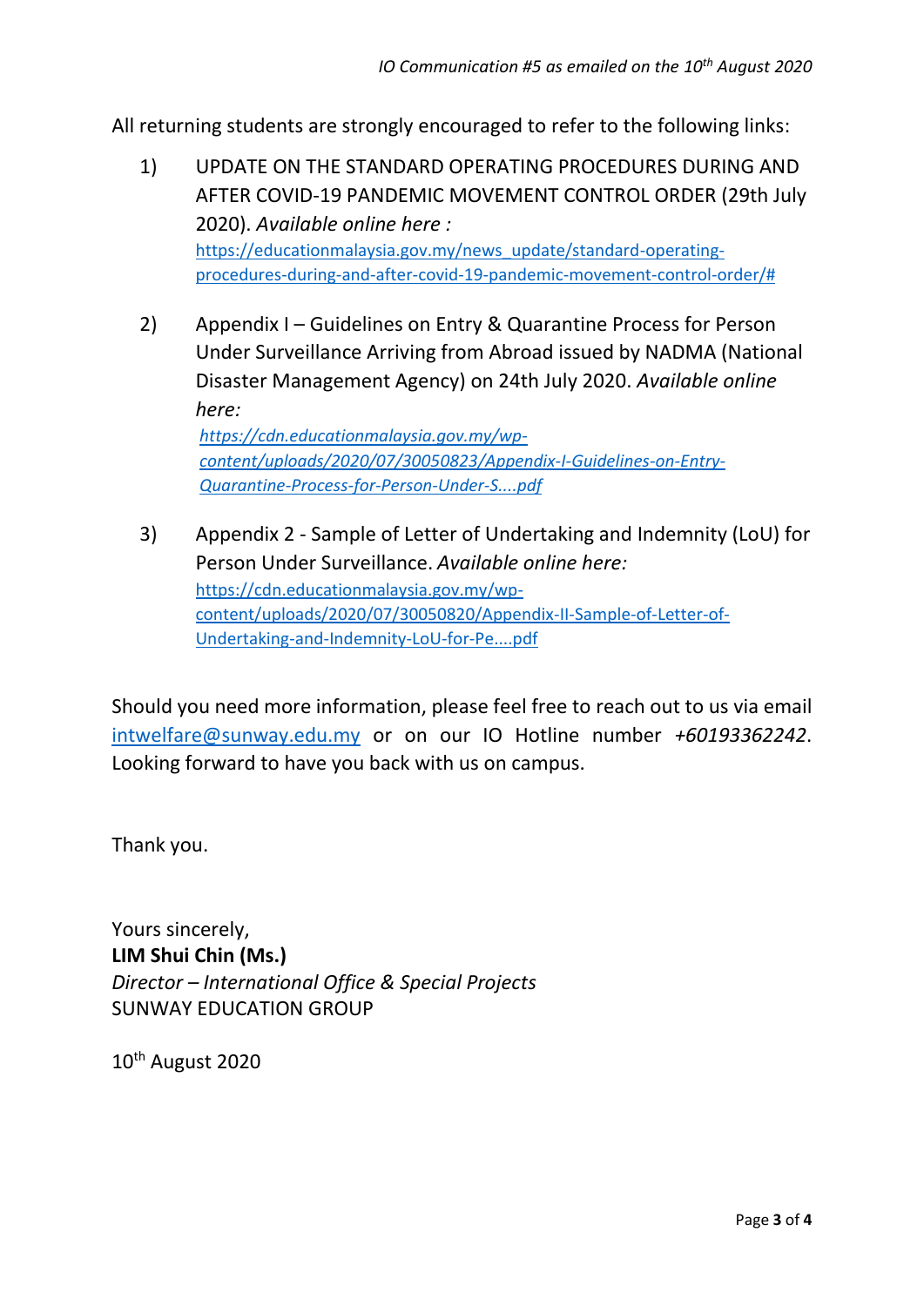All returning students are strongly encouraged to refer to the following links:

1) UPDATE ON THE STANDARD OPERATING PROCEDURES DURING AND AFTER COVID-19 PANDEMIC MOVEMENT CONTROL ORDER (29th July 2020). *Available online here :* https://educationmalaysia.gov.my/news_update/standard-operating-procedures-during-and-after-covid-19-pandemic-movement-control-order/#

2) Appendix I – Guidelines on Entry & Quarantine Process for Person Under Surveillance Arriving from Abroad issued by NADMA (National Disaster Management Agency) on 24th July 2020. *Available online here:* *https://cdn.educationmalaysia.gov.my/wp-content/uploads/2020/07/30050823/Appendix-I-Guidelines-on-Entry-Quarantine-Process-for-Person-Under-S....pdf*

3) Appendix 2 - Sample of Letter of Undertaking and Indemnity (LoU) for Person Under Surveillance. *Available online here:* https://cdn.educationmalaysia.gov.my/wp-content/uploads/2020/07/30050820/Appendix-II-Sample-of-Letter-of-Undertaking-and-Indemnity-LoU-for-Pe....pdf

Should you need more information, please feel free to reach out to us via email intwelfare@sunway.edu.my or on our IO Hotline number *+60193362242*. Looking forward to have you back with us on campus.

Thank you.

Yours sincerely,
**LIM Shui Chin (Ms.)**
*Director – International Office & Special Projects*
SUNWAY EDUCATION GROUP

10th August 2020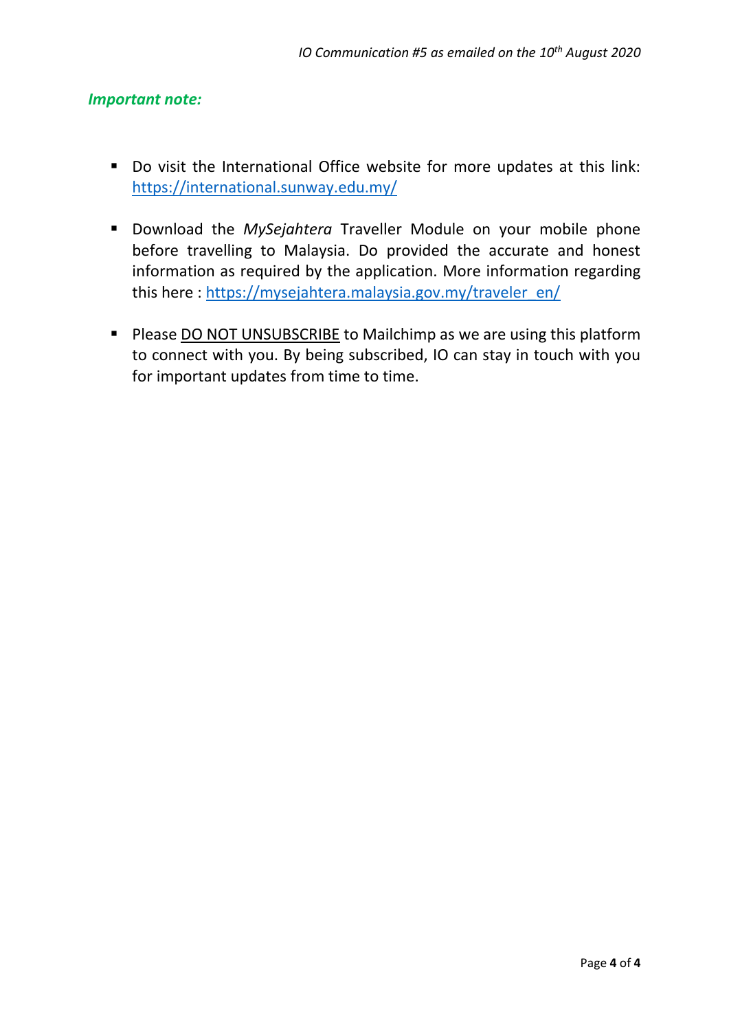***Important note:***

- Do visit the International Office website for more updates at this link: https://international.sunway.edu.my/

- Download the *MySejahtera* Traveller Module on your mobile phone before travelling to Malaysia. Do provided the accurate and honest information as required by the application. More information regarding this here : https://mysejahtera.malaysia.gov.my/traveler_en/

- Please DO NOT UNSUBSCRIBE to Mailchimp as we are using this platform to connect with you. By being subscribed, IO can stay in touch with you for important updates from time to time.